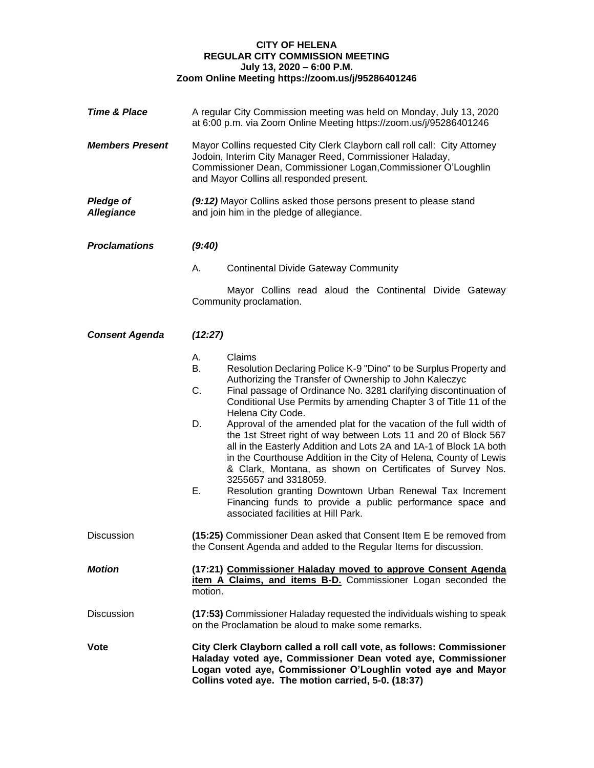**CITY OF HELENA**
**REGULAR CITY COMMISSION MEETING**
**July 13, 2020 – 6:00 P.M.**
**Zoom Online Meeting https://zoom.us/j/95286401246**

***Time & Place*** A regular City Commission meeting was held on Monday, July 13, 2020 at 6:00 p.m. via Zoom Online Meeting https://zoom.us/j/95286401246

***Members Present*** Mayor Collins requested City Clerk Clayborn call roll call: City Attorney Jodoin, Interim City Manager Reed, Commissioner Haladay, Commissioner Dean, Commissioner Logan,Commissioner O'Loughlin and Mayor Collins all responded present.

***Pledge of Allegiance*** ***(9:12)*** Mayor Collins asked those persons present to please stand and join him in the pledge of allegiance.

***Proclamations*** ***(9:40)***

A. Continental Divide Gateway Community

Mayor Collins read aloud the Continental Divide Gateway Community proclamation.

***Consent Agenda*** ***(12:27)***

A. Claims
B. Resolution Declaring Police K-9 "Dino" to be Surplus Property and Authorizing the Transfer of Ownership to John Kaleczyc
C. Final passage of Ordinance No. 3281 clarifying discontinuation of Conditional Use Permits by amending Chapter 3 of Title 11 of the Helena City Code.
D. Approval of the amended plat for the vacation of the full width of the 1st Street right of way between Lots 11 and 20 of Block 567 all in the Easterly Addition and Lots 2A and 1A-1 of Block 1A both in the Courthouse Addition in the City of Helena, County of Lewis & Clark, Montana, as shown on Certificates of Survey Nos. 3255657 and 3318059.
E. Resolution granting Downtown Urban Renewal Tax Increment Financing funds to provide a public performance space and associated facilities at Hill Park.

Discussion **(15:25)** Commissioner Dean asked that Consent Item E be removed from the Consent Agenda and added to the Regular Items for discussion.

***Motion*** **(17:21) <u>Commissioner Haladay moved to approve Consent Agenda item A Claims, and items B-D.</u>** Commissioner Logan seconded the motion.

Discussion **(17:53)** Commissioner Haladay requested the individuals wishing to speak on the Proclamation be aloud to make some remarks.

**Vote** **City Clerk Clayborn called a roll call vote, as follows: Commissioner Haladay voted aye, Commissioner Dean voted aye, Commissioner Logan voted aye, Commissioner O'Loughlin voted aye and Mayor Collins voted aye. The motion carried, 5-0. (18:37)**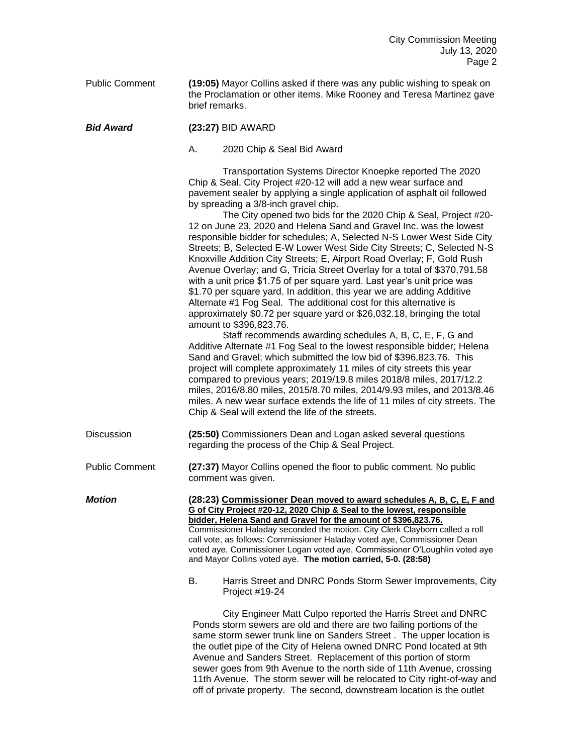Public Comment **(19:05)** Mayor Collins asked if there was any public wishing to speak on the Proclamation or other items. Mike Rooney and Teresa Martinez gave brief remarks.

***Bid Award*** **(23:27)** BID AWARD

A. 2020 Chip & Seal Bid Award

Transportation Systems Director Knoepke reported The 2020 Chip & Seal, City Project #20-12 will add a new wear surface and pavement sealer by applying a single application of asphalt oil followed by spreading a 3/8-inch gravel chip.

The City opened two bids for the 2020 Chip & Seal, Project #20-12 on June 23, 2020 and Helena Sand and Gravel Inc. was the lowest responsible bidder for schedules; A, Selected N-S Lower West Side City Streets; B, Selected E-W Lower West Side City Streets; C, Selected N-S Knoxville Addition City Streets; E, Airport Road Overlay; F, Gold Rush Avenue Overlay; and G, Tricia Street Overlay for a total of $370,791.58 with a unit price $1.75 of per square yard. Last year's unit price was $1.70 per square yard. In addition, this year we are adding Additive Alternate #1 Fog Seal. The additional cost for this alternative is approximately $0.72 per square yard or $26,032.18, bringing the total amount to $396,823.76.

Staff recommends awarding schedules A, B, C, E, F, G and Additive Alternate #1 Fog Seal to the lowest responsible bidder; Helena Sand and Gravel; which submitted the low bid of $396,823.76. This project will complete approximately 11 miles of city streets this year compared to previous years; 2019/19.8 miles 2018/8 miles, 2017/12.2 miles, 2016/8.80 miles, 2015/8.70 miles, 2014/9.93 miles, and 2013/8.46 miles. A new wear surface extends the life of 11 miles of city streets. The Chip & Seal will extend the life of the streets.

Discussion **(25:50)** Commissioners Dean and Logan asked several questions regarding the process of the Chip & Seal Project.

Public Comment **(27:37)** Mayor Collins opened the floor to public comment. No public comment was given.

***Motion*** **(28:23) <u>Commissioner Dean moved to award schedules A, B, C, E, F and G of City Project #20-12, 2020 Chip & Seal to the lowest, responsible bidder, Helena Sand and Gravel for the amount of $396,823.76.</u>** Commissioner Haladay seconded the motion. City Clerk Clayborn called a roll call vote, as follows: Commissioner Haladay voted aye, Commissioner Dean voted aye, Commissioner Logan voted aye, Commissioner O'Loughlin voted aye and Mayor Collins voted aye. **The motion carried, 5-0. (28:58)**

B. Harris Street and DNRC Ponds Storm Sewer Improvements, City Project #19-24

City Engineer Matt Culpo reported the Harris Street and DNRC Ponds storm sewers are old and there are two failing portions of the same storm sewer trunk line on Sanders Street . The upper location is the outlet pipe of the City of Helena owned DNRC Pond located at 9th Avenue and Sanders Street. Replacement of this portion of storm sewer goes from 9th Avenue to the north side of 11th Avenue, crossing 11th Avenue. The storm sewer will be relocated to City right-of-way and off of private property. The second, downstream location is the outlet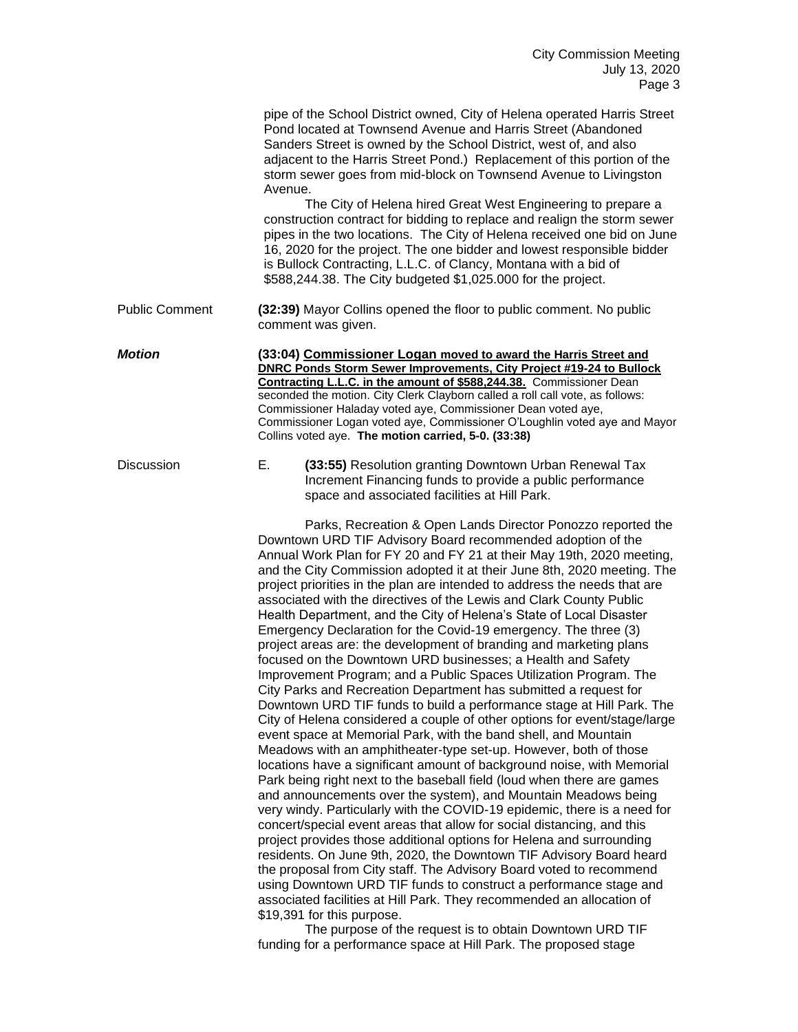pipe of the School District owned, City of Helena operated Harris Street Pond located at Townsend Avenue and Harris Street (Abandoned Sanders Street is owned by the School District, west of, and also adjacent to the Harris Street Pond.) Replacement of this portion of the storm sewer goes from mid-block on Townsend Avenue to Livingston Avenue.

The City of Helena hired Great West Engineering to prepare a construction contract for bidding to replace and realign the storm sewer pipes in the two locations. The City of Helena received one bid on June 16, 2020 for the project. The one bidder and lowest responsible bidder is Bullock Contracting, L.L.C. of Clancy, Montana with a bid of $588,244.38. The City budgeted $1,025.000 for the project.

Public Comment

**(32:39)** Mayor Collins opened the floor to public comment. No public comment was given.

***Motion***

**(33:04) <u>Commissioner Logan moved to award the Harris Street and DNRC Ponds Storm Sewer Improvements, City Project #19-24 to Bullock Contracting L.L.C. in the amount of $588,244.38.</u>** Commissioner Dean seconded the motion. City Clerk Clayborn called a roll call vote, as follows: Commissioner Haladay voted aye, Commissioner Dean voted aye, Commissioner Logan voted aye, Commissioner O'Loughlin voted aye and Mayor Collins voted aye. **The motion carried, 5-0. (33:38)**

Discussion

E. **(33:55)** Resolution granting Downtown Urban Renewal Tax Increment Financing funds to provide a public performance space and associated facilities at Hill Park.

Parks, Recreation & Open Lands Director Ponozzo reported the Downtown URD TIF Advisory Board recommended adoption of the Annual Work Plan for FY 20 and FY 21 at their May 19th, 2020 meeting, and the City Commission adopted it at their June 8th, 2020 meeting. The project priorities in the plan are intended to address the needs that are associated with the directives of the Lewis and Clark County Public Health Department, and the City of Helena's State of Local Disaster Emergency Declaration for the Covid-19 emergency. The three (3) project areas are: the development of branding and marketing plans focused on the Downtown URD businesses; a Health and Safety Improvement Program; and a Public Spaces Utilization Program. The City Parks and Recreation Department has submitted a request for Downtown URD TIF funds to build a performance stage at Hill Park. The City of Helena considered a couple of other options for event/stage/large event space at Memorial Park, with the band shell, and Mountain Meadows with an amphitheater-type set-up. However, both of those locations have a significant amount of background noise, with Memorial Park being right next to the baseball field (loud when there are games and announcements over the system), and Mountain Meadows being very windy. Particularly with the COVID-19 epidemic, there is a need for concert/special event areas that allow for social distancing, and this project provides those additional options for Helena and surrounding residents. On June 9th, 2020, the Downtown TIF Advisory Board heard the proposal from City staff. The Advisory Board voted to recommend using Downtown URD TIF funds to construct a performance stage and associated facilities at Hill Park. They recommended an allocation of $19,391 for this purpose.

The purpose of the request is to obtain Downtown URD TIF funding for a performance space at Hill Park. The proposed stage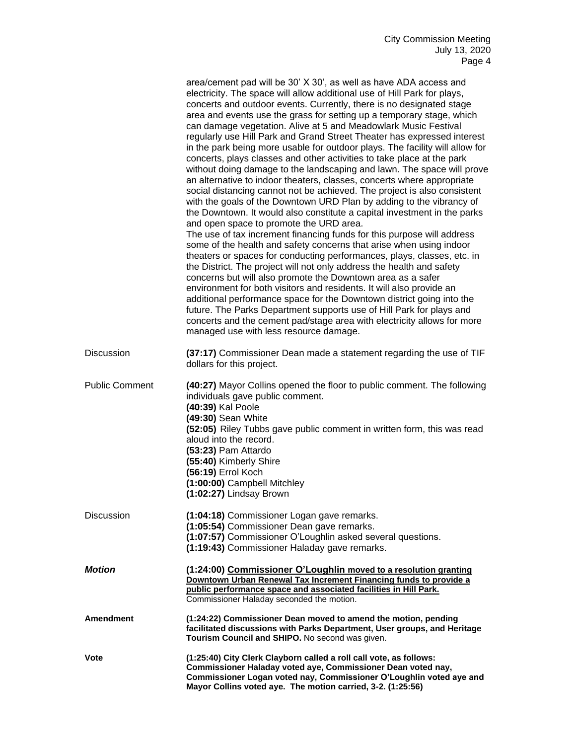area/cement pad will be 30' X 30', as well as have ADA access and electricity. The space will allow additional use of Hill Park for plays, concerts and outdoor events. Currently, there is no designated stage area and events use the grass for setting up a temporary stage, which can damage vegetation. Alive at 5 and Meadowlark Music Festival regularly use Hill Park and Grand Street Theater has expressed interest in the park being more usable for outdoor plays. The facility will allow for concerts, plays classes and other activities to take place at the park without doing damage to the landscaping and lawn. The space will prove an alternative to indoor theaters, classes, concerts where appropriate social distancing cannot not be achieved. The project is also consistent with the goals of the Downtown URD Plan by adding to the vibrancy of the Downtown. It would also constitute a capital investment in the parks and open space to promote the URD area.

The use of tax increment financing funds for this purpose will address some of the health and safety concerns that arise when using indoor theaters or spaces for conducting performances, plays, classes, etc. in the District. The project will not only address the health and safety concerns but will also promote the Downtown area as a safer environment for both visitors and residents. It will also provide an additional performance space for the Downtown district going into the future. The Parks Department supports use of Hill Park for plays and concerts and the cement pad/stage area with electricity allows for more managed use with less resource damage.

Discussion

**(37:17)** Commissioner Dean made a statement regarding the use of TIF dollars for this project.

Public Comment

**(40:27)** Mayor Collins opened the floor to public comment. The following individuals gave public comment.
**(40:39)** Kal Poole
**(49:30)** Sean White
**(52:05)** Riley Tubbs gave public comment in written form, this was read aloud into the record.
**(53:23)** Pam Attardo
**(55:40)** Kimberly Shire
**(56:19)** Errol Koch
**(1:00:00)** Campbell Mitchley
**(1:02:27)** Lindsay Brown

Discussion

**(1:04:18)** Commissioner Logan gave remarks.
**(1:05:54)** Commissioner Dean gave remarks.
**(1:07:57)** Commissioner O'Loughlin asked several questions.
**(1:19:43)** Commissioner Haladay gave remarks.

***Motion***

**(1:24:00) <u>Commissioner O'Loughlin moved to a resolution granting Downtown Urban Renewal Tax Increment Financing funds to provide a public performance space and associated facilities in Hill Park.</u>**
Commissioner Haladay seconded the motion.

**Amendment**

**(1:24:22) Commissioner Dean moved to amend the motion, pending facilitated discussions with Parks Department, User groups, and Heritage Tourism Council and SHIPO.** No second was given.

**Vote**

**(1:25:40) City Clerk Clayborn called a roll call vote, as follows: Commissioner Haladay voted aye, Commissioner Dean voted nay, Commissioner Logan voted nay, Commissioner O'Loughlin voted aye and Mayor Collins voted aye. The motion carried, 3-2. (1:25:56)**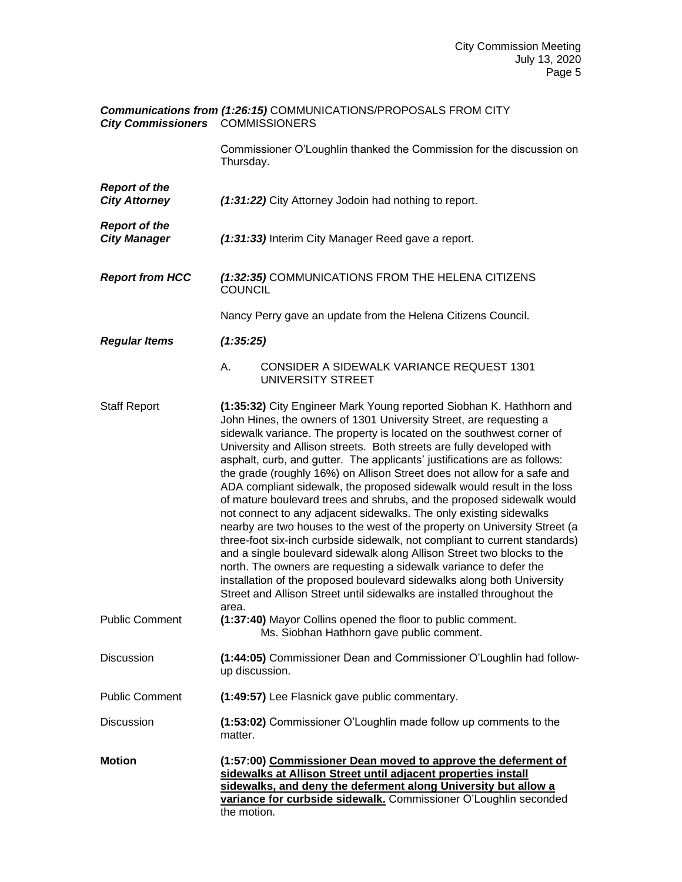***Communications from City Commissioners*** *(1:26:15)* COMMUNICATIONS/PROPOSALS FROM CITY COMMISSIONERS

Commissioner O'Loughlin thanked the Commission for the discussion on Thursday.

***Report of the City Attorney*** *(1:31:22)* City Attorney Jodoin had nothing to report.

***Report of the City Manager*** *(1:31:33)* Interim City Manager Reed gave a report.

***Report from HCC*** *(1:32:35)* COMMUNICATIONS FROM THE HELENA CITIZENS COUNCIL

Nancy Perry gave an update from the Helena Citizens Council.

***Regular Items*** *(1:35:25)*

A. CONSIDER A SIDEWALK VARIANCE REQUEST 1301 UNIVERSITY STREET

Staff Report **(1:35:32)** City Engineer Mark Young reported Siobhan K. Hathhorn and John Hines, the owners of 1301 University Street, are requesting a sidewalk variance. The property is located on the southwest corner of University and Allison streets. Both streets are fully developed with asphalt, curb, and gutter. The applicants' justifications are as follows: the grade (roughly 16%) on Allison Street does not allow for a safe and ADA compliant sidewalk, the proposed sidewalk would result in the loss of mature boulevard trees and shrubs, and the proposed sidewalk would not connect to any adjacent sidewalks. The only existing sidewalks nearby are two houses to the west of the property on University Street (a three-foot six-inch curbside sidewalk, not compliant to current standards) and a single boulevard sidewalk along Allison Street two blocks to the north. The owners are requesting a sidewalk variance to defer the installation of the proposed boulevard sidewalks along both University Street and Allison Street until sidewalks are installed throughout the area.

Public Comment **(1:37:40)** Mayor Collins opened the floor to public comment. Ms. Siobhan Hathhorn gave public comment.

Discussion **(1:44:05)** Commissioner Dean and Commissioner O'Loughlin had follow-up discussion.

Public Comment **(1:49:57)** Lee Flasnick gave public commentary.

Discussion **(1:53:02)** Commissioner O'Loughlin made follow up comments to the matter.

**Motion** **(1:57:00) <u>Commissioner Dean moved to approve the deferment of sidewalks at Allison Street until adjacent properties install sidewalks, and deny the deferment along University but allow a variance for curbside sidewalk.</u>** Commissioner O'Loughlin seconded the motion.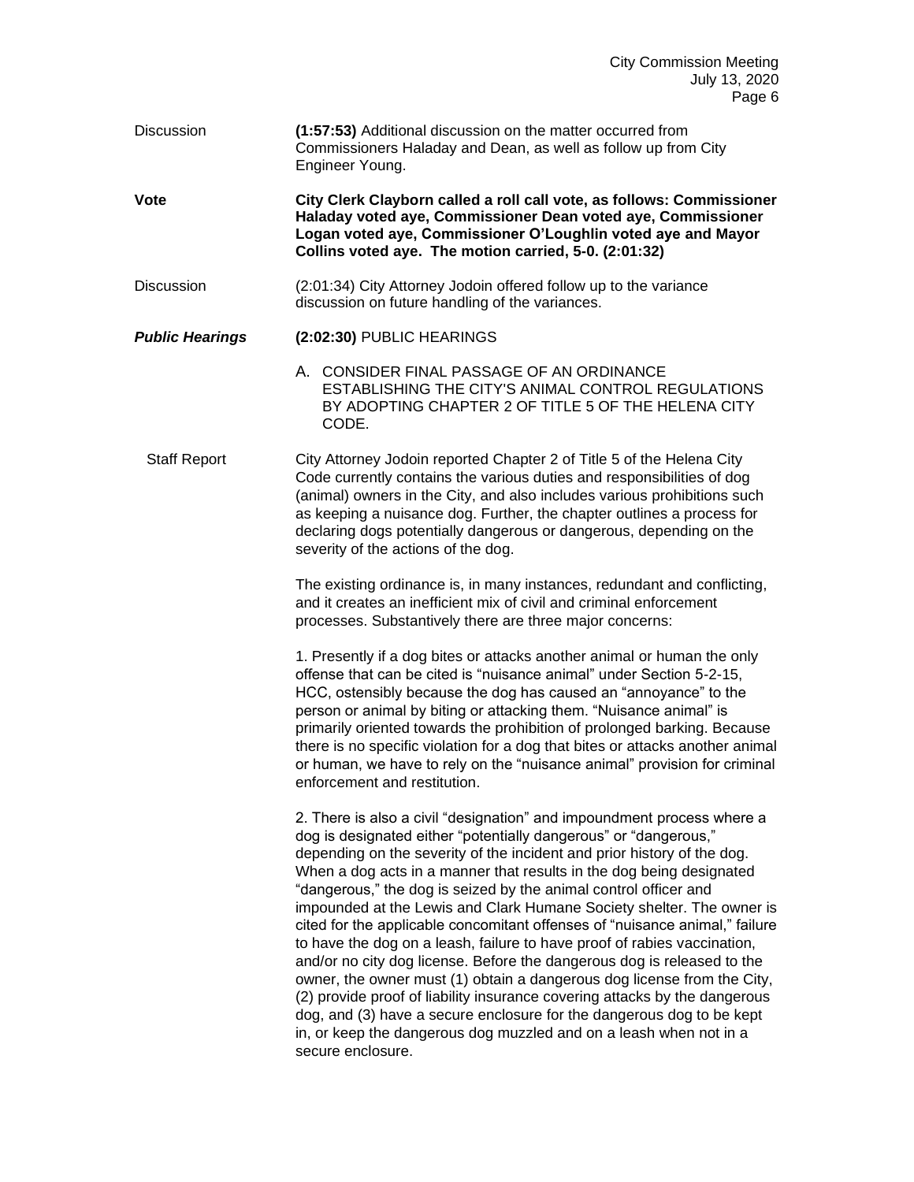Discussion **(1:57:53)** Additional discussion on the matter occurred from Commissioners Haladay and Dean, as well as follow up from City Engineer Young.

**Vote** **City Clerk Clayborn called a roll call vote, as follows: Commissioner Haladay voted aye, Commissioner Dean voted aye, Commissioner Logan voted aye, Commissioner O'Loughlin voted aye and Mayor Collins voted aye. The motion carried, 5-0. (2:01:32)**

Discussion (2:01:34) City Attorney Jodoin offered follow up to the variance discussion on future handling of the variances.

***Public Hearings*** **(2:02:30)** PUBLIC HEARINGS

A. CONSIDER FINAL PASSAGE OF AN ORDINANCE ESTABLISHING THE CITY'S ANIMAL CONTROL REGULATIONS BY ADOPTING CHAPTER 2 OF TITLE 5 OF THE HELENA CITY CODE.

Staff Report City Attorney Jodoin reported Chapter 2 of Title 5 of the Helena City Code currently contains the various duties and responsibilities of dog (animal) owners in the City, and also includes various prohibitions such as keeping a nuisance dog. Further, the chapter outlines a process for declaring dogs potentially dangerous or dangerous, depending on the severity of the actions of the dog.

The existing ordinance is, in many instances, redundant and conflicting, and it creates an inefficient mix of civil and criminal enforcement processes. Substantively there are three major concerns:

1. Presently if a dog bites or attacks another animal or human the only offense that can be cited is "nuisance animal" under Section 5-2-15, HCC, ostensibly because the dog has caused an "annoyance" to the person or animal by biting or attacking them. "Nuisance animal" is primarily oriented towards the prohibition of prolonged barking. Because there is no specific violation for a dog that bites or attacks another animal or human, we have to rely on the "nuisance animal" provision for criminal enforcement and restitution.

2. There is also a civil "designation" and impoundment process where a dog is designated either "potentially dangerous" or "dangerous," depending on the severity of the incident and prior history of the dog. When a dog acts in a manner that results in the dog being designated "dangerous," the dog is seized by the animal control officer and impounded at the Lewis and Clark Humane Society shelter. The owner is cited for the applicable concomitant offenses of "nuisance animal," failure to have the dog on a leash, failure to have proof of rabies vaccination, and/or no city dog license. Before the dangerous dog is released to the owner, the owner must (1) obtain a dangerous dog license from the City, (2) provide proof of liability insurance covering attacks by the dangerous dog, and (3) have a secure enclosure for the dangerous dog to be kept in, or keep the dangerous dog muzzled and on a leash when not in a secure enclosure.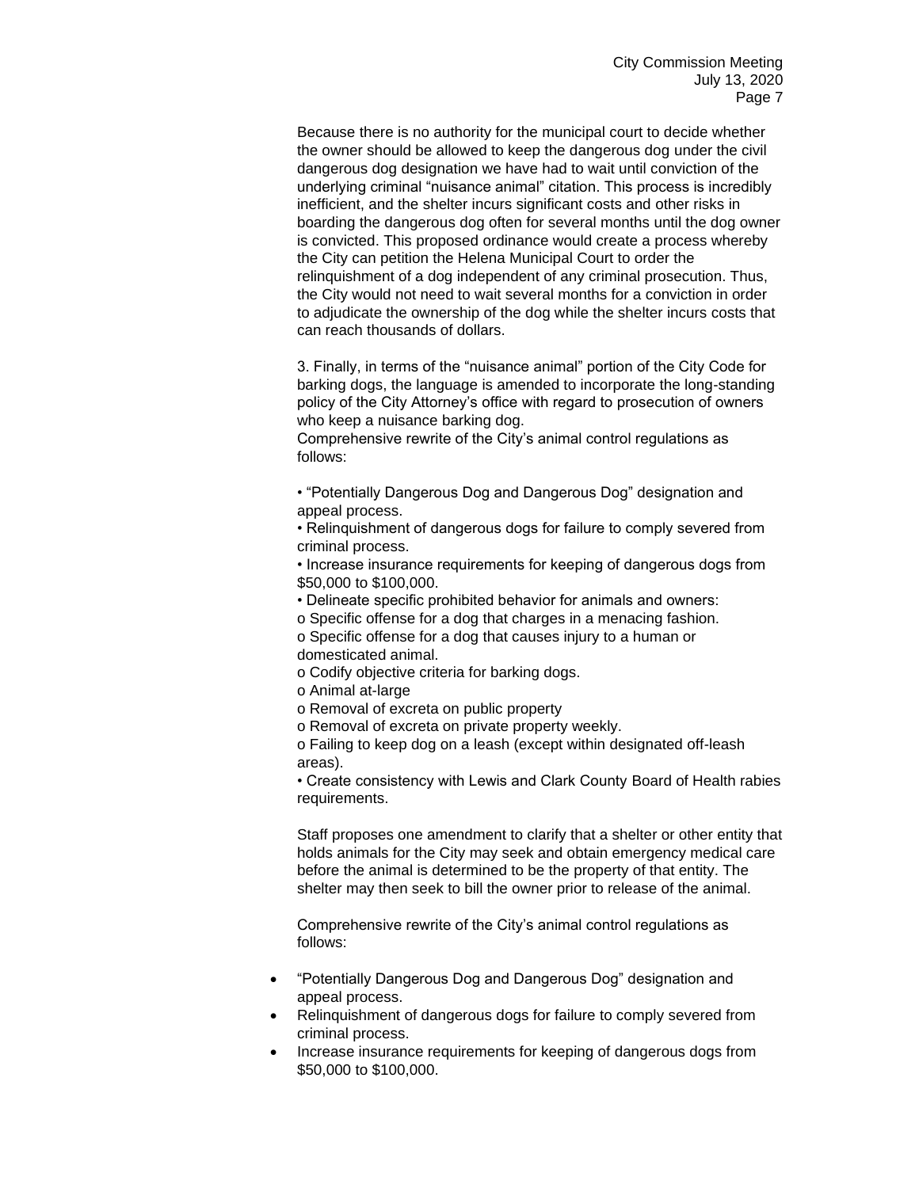Because there is no authority for the municipal court to decide whether the owner should be allowed to keep the dangerous dog under the civil dangerous dog designation we have had to wait until conviction of the underlying criminal "nuisance animal" citation. This process is incredibly inefficient, and the shelter incurs significant costs and other risks in boarding the dangerous dog often for several months until the dog owner is convicted. This proposed ordinance would create a process whereby the City can petition the Helena Municipal Court to order the relinquishment of a dog independent of any criminal prosecution. Thus, the City would not need to wait several months for a conviction in order to adjudicate the ownership of the dog while the shelter incurs costs that can reach thousands of dollars.

3. Finally, in terms of the "nuisance animal" portion of the City Code for barking dogs, the language is amended to incorporate the long-standing policy of the City Attorney's office with regard to prosecution of owners who keep a nuisance barking dog.
Comprehensive rewrite of the City's animal control regulations as follows:

• "Potentially Dangerous Dog and Dangerous Dog" designation and appeal process.
• Relinquishment of dangerous dogs for failure to comply severed from criminal process.
• Increase insurance requirements for keeping of dangerous dogs from $50,000 to $100,000.
• Delineate specific prohibited behavior for animals and owners:
o Specific offense for a dog that charges in a menacing fashion.
o Specific offense for a dog that causes injury to a human or domesticated animal.
o Codify objective criteria for barking dogs.
o Animal at-large
o Removal of excreta on public property
o Removal of excreta on private property weekly.
o Failing to keep dog on a leash (except within designated off-leash areas).
• Create consistency with Lewis and Clark County Board of Health rabies requirements.

Staff proposes one amendment to clarify that a shelter or other entity that holds animals for the City may seek and obtain emergency medical care before the animal is determined to be the property of that entity. The shelter may then seek to bill the owner prior to release of the animal.

Comprehensive rewrite of the City's animal control regulations as follows:

- "Potentially Dangerous Dog and Dangerous Dog" designation and appeal process.
- Relinquishment of dangerous dogs for failure to comply severed from criminal process.
- Increase insurance requirements for keeping of dangerous dogs from $50,000 to $100,000.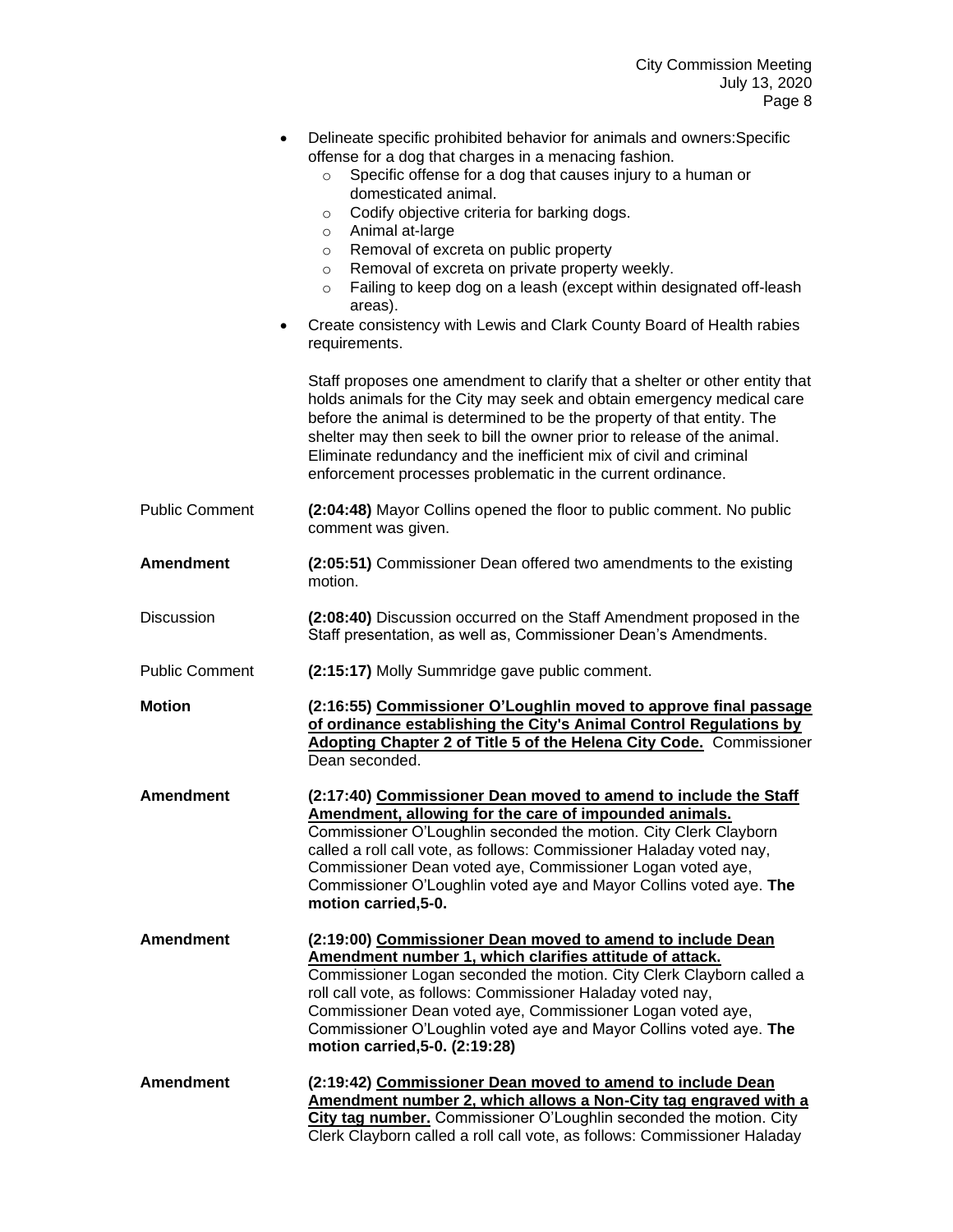- Delineate specific prohibited behavior for animals and owners:Specific offense for a dog that charges in a menacing fashion.
  - Specific offense for a dog that causes injury to a human or domesticated animal.
  - Codify objective criteria for barking dogs.
  - Animal at-large
  - Removal of excreta on public property
  - Removal of excreta on private property weekly.
  - Failing to keep dog on a leash (except within designated off-leash areas).
- Create consistency with Lewis and Clark County Board of Health rabies requirements.

Staff proposes one amendment to clarify that a shelter or other entity that holds animals for the City may seek and obtain emergency medical care before the animal is determined to be the property of that entity. The shelter may then seek to bill the owner prior to release of the animal. Eliminate redundancy and the inefficient mix of civil and criminal enforcement processes problematic in the current ordinance.

Public Comment — **(2:04:48)** Mayor Collins opened the floor to public comment. No public comment was given.

**Amendment** — **(2:05:51)** Commissioner Dean offered two amendments to the existing motion.

Discussion — **(2:08:40)** Discussion occurred on the Staff Amendment proposed in the Staff presentation, as well as, Commissioner Dean's Amendments.

Public Comment — **(2:15:17)** Molly Summridge gave public comment.

**Motion** — **(2:16:55) Commissioner O'Loughlin moved to approve final passage of ordinance establishing the City's Animal Control Regulations by Adopting Chapter 2 of Title 5 of the Helena City Code.** Commissioner Dean seconded.

**Amendment** — **(2:17:40) Commissioner Dean moved to amend to include the Staff Amendment, allowing for the care of impounded animals.** Commissioner O'Loughlin seconded the motion. City Clerk Clayborn called a roll call vote, as follows: Commissioner Haladay voted nay, Commissioner Dean voted aye, Commissioner Logan voted aye, Commissioner O'Loughlin voted aye and Mayor Collins voted aye. **The motion carried,5-0.**

**Amendment** — **(2:19:00) Commissioner Dean moved to amend to include Dean Amendment number 1, which clarifies attitude of attack.** Commissioner Logan seconded the motion. City Clerk Clayborn called a roll call vote, as follows: Commissioner Haladay voted nay, Commissioner Dean voted aye, Commissioner Logan voted aye, Commissioner O'Loughlin voted aye and Mayor Collins voted aye. **The motion carried,5-0. (2:19:28)**

**Amendment** — **(2:19:42) Commissioner Dean moved to amend to include Dean Amendment number 2, which allows a Non-City tag engraved with a City tag number.** Commissioner O'Loughlin seconded the motion. City Clerk Clayborn called a roll call vote, as follows: Commissioner Haladay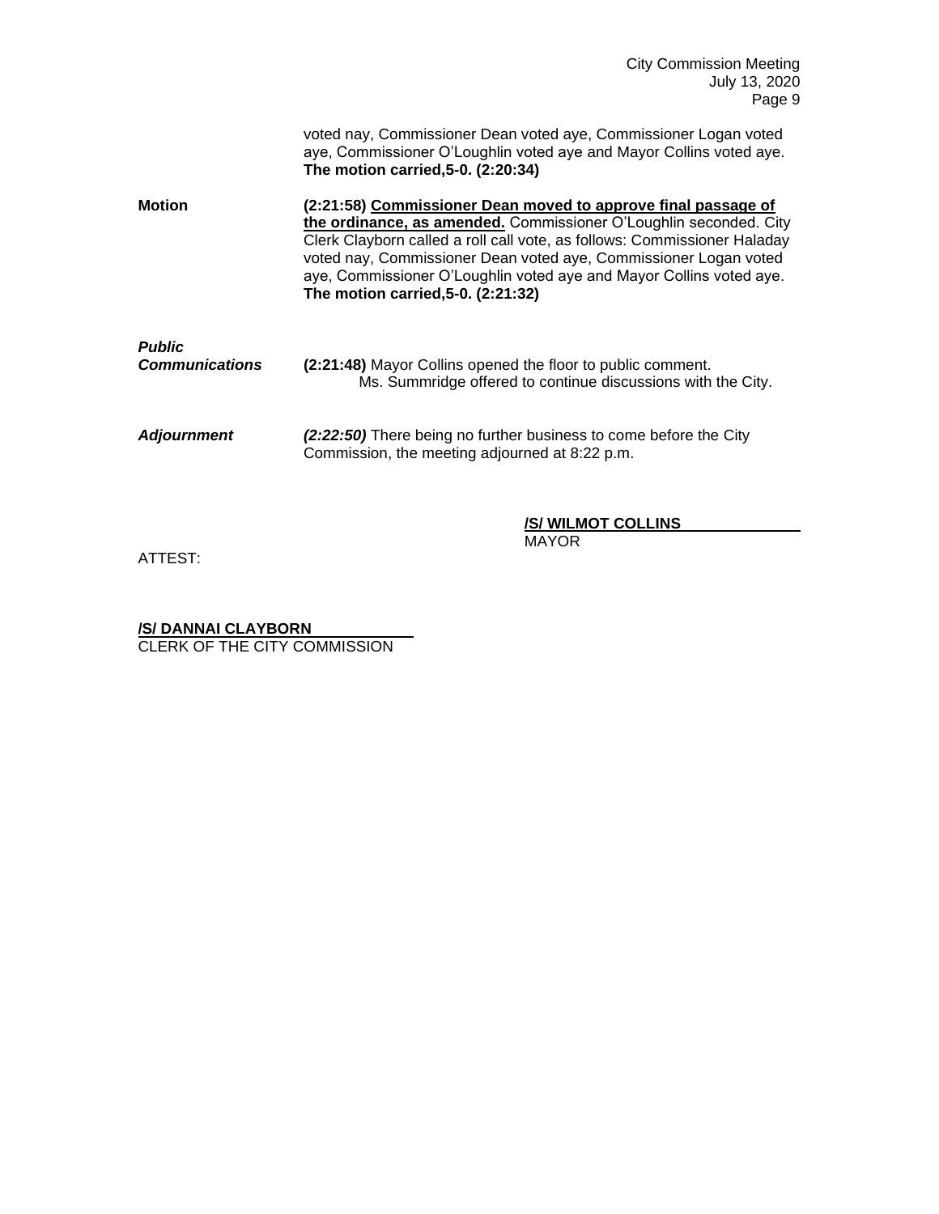voted nay, Commissioner Dean voted aye, Commissioner Logan voted aye, Commissioner O'Loughlin voted aye and Mayor Collins voted aye. **The motion carried,5-0. (2:20:34)**

**Motion** — **(2:21:58) Commissioner Dean moved to approve final passage of the ordinance, as amended.** Commissioner O'Loughlin seconded. City Clerk Clayborn called a roll call vote, as follows: Commissioner Haladay voted nay, Commissioner Dean voted aye, Commissioner Logan voted aye, Commissioner O'Loughlin voted aye and Mayor Collins voted aye. **The motion carried,5-0. (2:21:32)**

***Public Communications*** — **(2:21:48)** Mayor Collins opened the floor to public comment.
Ms. Summridge offered to continue discussions with the City.

***Adjournment*** — ***(2:22:50)*** There being no further business to come before the City Commission, the meeting adjourned at 8:22 p.m.

**/S/ WILMOT COLLINS**
MAYOR

ATTEST:

**/S/ DANNAI CLAYBORN**
CLERK OF THE CITY COMMISSION